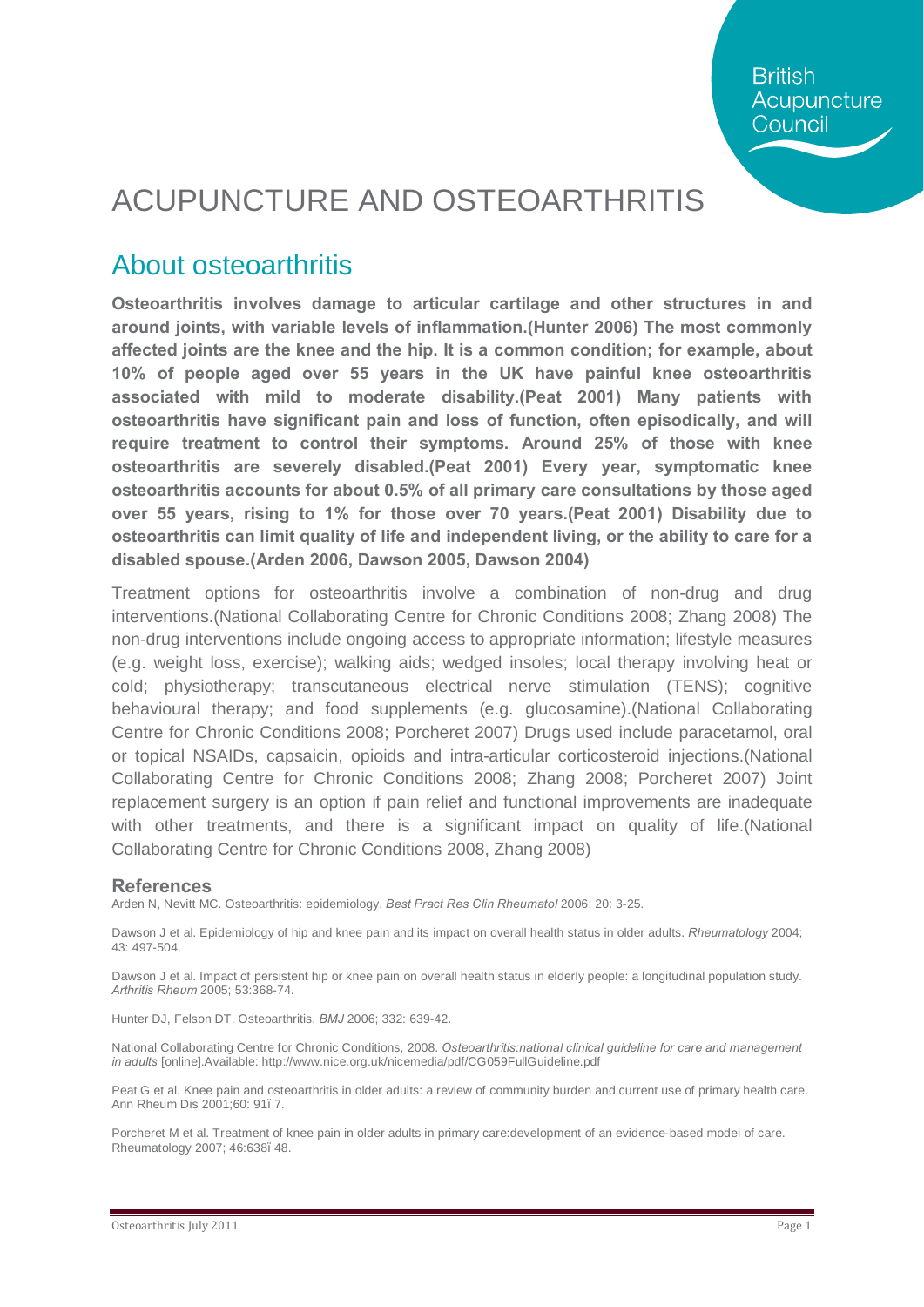# ACUPUNCTURE AND OSTEOARTHRITIS

## About osteoarthritis

**Osteoarthritis involves damage to articular cartilage and other structures in and around joints, with variable levels of inflammation.(Hunter 2006) The most commonly affected joints are the knee and the hip. It is a common condition; for example, about 10% of people aged over 55 years in the UK have painful knee osteoarthritis associated with mild to moderate disability.(Peat 2001) Many patients with osteoarthritis have significant pain and loss of function, often episodically, and will require treatment to control their symptoms. Around 25% of those with knee osteoarthritis are severely disabled.(Peat 2001) Every year, symptomatic knee osteoarthritis accounts for about 0.5% of all primary care consultations by those aged over 55 years, rising to 1% for those over 70 years.(Peat 2001) Disability due to osteoarthritis can limit quality of life and independent living, or the ability to care for a disabled spouse.(Arden 2006, Dawson 2005, Dawson 2004)**

Treatment options for osteoarthritis involve a combination of non-drug and drug interventions.(National Collaborating Centre for Chronic Conditions 2008; Zhang 2008) The non-drug interventions include ongoing access to appropriate information; lifestyle measures (e.g. weight loss, exercise); walking aids; wedged insoles; local therapy involving heat or cold; physiotherapy; transcutaneous electrical nerve stimulation (TENS); cognitive behavioural therapy; and food supplements (e.g. glucosamine).(National Collaborating Centre for Chronic Conditions 2008; Porcheret 2007) Drugs used include paracetamol, oral or topical NSAIDs, capsaicin, opioids and intra-articular corticosteroid injections.(National Collaborating Centre for Chronic Conditions 2008; Zhang 2008; Porcheret 2007) Joint replacement surgery is an option if pain relief and functional improvements are inadequate with other treatments, and there is a significant impact on quality of life.(National Collaborating Centre for Chronic Conditions 2008, Zhang 2008)

### References

Arden N, Nevitt MC. Osteoarthritis: epidemiology. *Best Pract Res Clin Rheumatol* 2006; 20: 3-25.

Dawson J et al. Epidemiology of hip and knee pain and its impact on overall health status in older adults. *Rheumatology* 2004; 43: 497-504.

Dawson J et al. Impact of persistent hip or knee pain on overall health status in elderly people: a longitudinal population study. *Arthritis Rheum* 2005; 53:368-74.

Hunter DJ, Felson DT. Osteoarthritis. *BMJ* 2006; 332: 639-42.

National Collaborating Centre for Chronic Conditions, 2008. *Osteoarthritis:national clinical guideline for care and management in adults* [online].Available: http://www.nice.org.uk/nicemedia/pdf/CG059FullGuideline.pdf

Peat G et al. Knee pain and osteoarthritis in older adults: a review of community burden and current use of primary health care. Ann Rheum Dis 2001;60: 91ï 7.

Porcheret M et al. Treatment of knee pain in older adults in primary care:development of an evidence-based model of care. Rheumatology 2007; 46:638ï 48.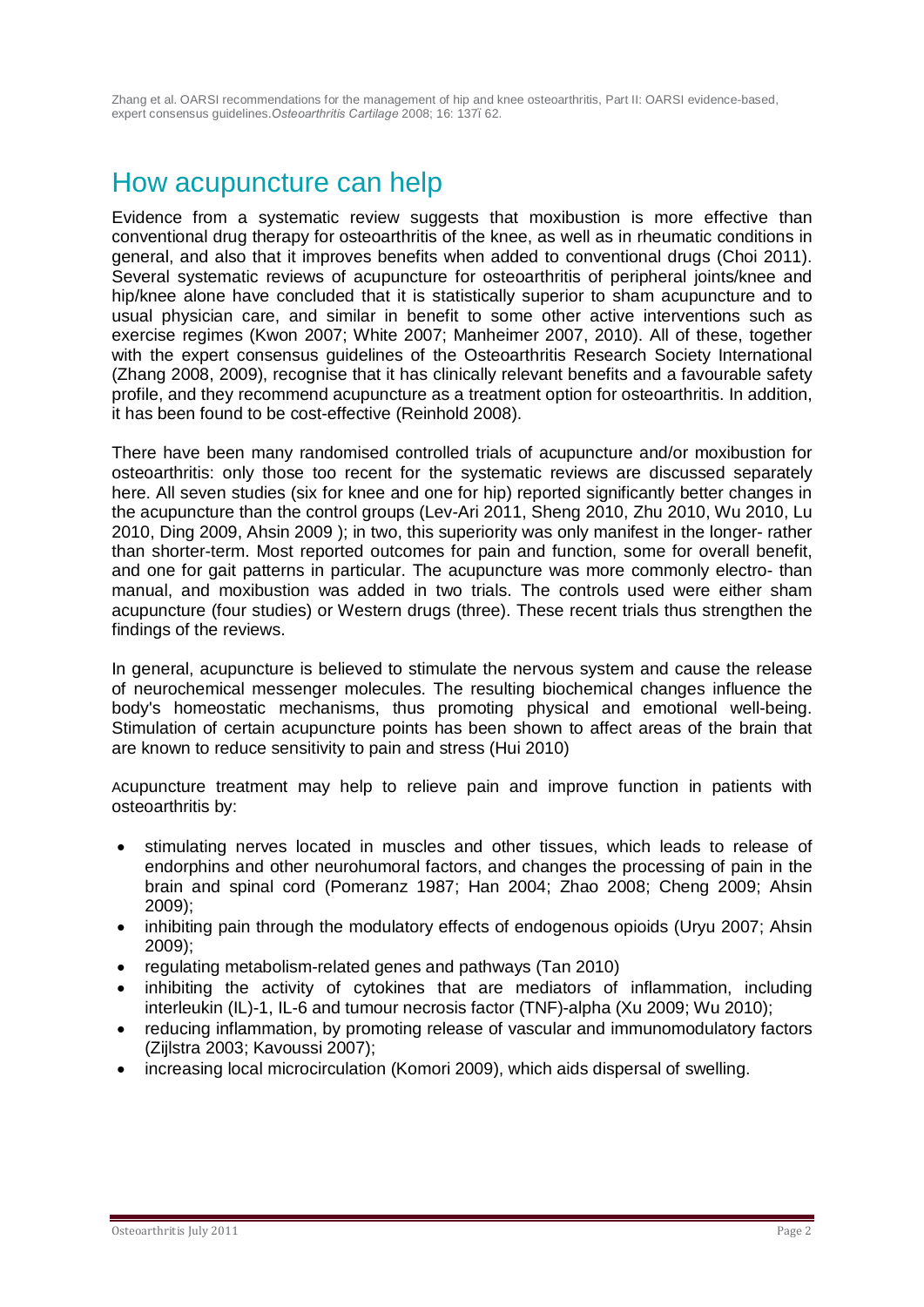Zhang et al. OARSI recommendations for the management of hip and knee osteoarthritis, Part II: OARSI evidence-based, expert consensus guidelines. *Osteoarthritis Cartilage* 2008; 16: 137ï 62.

# How acupuncture can help

Evidence from a systematic review suggests that moxibustion is more effective than conventional drug therapy for osteoarthritis of the knee, as well as in rheumatic conditions in general, and also that it improves benefits when added to conventional drugs (Choi 2011). Several systematic reviews of acupuncture for osteoarthritis of peripheral joints/knee and hip/knee alone have concluded that it is statistically superior to sham acupuncture and to usual physician care, and similar in benefit to some other active interventions such as exercise regimes (Kwon 2007; White 2007; Manheimer 2007, 2010). All of these, together with the expert consensus guidelines of the Osteoarthritis Research Society International (Zhang 2008, 2009), recognise that it has clinically relevant benefits and a favourable safety profile, and they recommend acupuncture as a treatment option for osteoarthritis. In addition, it has been found to be cost-effective (Reinhold 2008).

There have been many randomised controlled trials of acupuncture and/or moxibustion for osteoarthritis: only those too recent for the systematic reviews are discussed separately here. All seven studies (six for knee and one for hip) reported significantly better changes in the acupuncture than the control groups (Lev-Ari 2011, Sheng 2010, Zhu 2010, Wu 2010, Lu 2010, Ding 2009, Ahsin 2009 ); in two, this superiority was only manifest in the longer- rather than shorter-term. Most reported outcomes for pain and function, some for overall benefit, and one for gait patterns in particular. The acupuncture was more commonly electro- than manual, and moxibustion was added in two trials. The controls used were either sham acupuncture (four studies) or Western drugs (three). These recent trials thus strengthen the findings of the reviews.

In general, acupuncture is believed to stimulate the nervous system and cause the release of neurochemical messenger molecules. The resulting biochemical changes influence the body's homeostatic mechanisms, thus promoting physical and emotional well-being. Stimulation of certain acupuncture points has been shown to affect areas of the brain that are known to reduce sensitivity to pain and stress (Hui 2010)

Acupuncture treatment may help to relieve pain and improve function in patients with osteoarthritis by:

- stimulating nerves located in muscles and other tissues, which leads to release of endorphins and other neurohumoral factors, and changes the processing of pain in the brain and spinal cord (Pomeranz 1987; Han 2004; Zhao 2008; Cheng 2009; Ahsin 2009);
- inhibiting pain through the modulatory effects of endogenous opioids (Uryu 2007; Ahsin 2009);
- regulating metabolism-related genes and pathways (Tan 2010)
- inhibiting the activity of cytokines that are mediators of inflammation, including interleukin (IL)-1, IL-6 and tumour necrosis factor (TNF)-alpha (Xu 2009; Wu 2010);
- reducing inflammation, by promoting release of vascular and immunomodulatory factors (Zijlstra 2003; Kavoussi 2007);
- increasing local microcirculation (Komori 2009), which aids dispersal of swelling.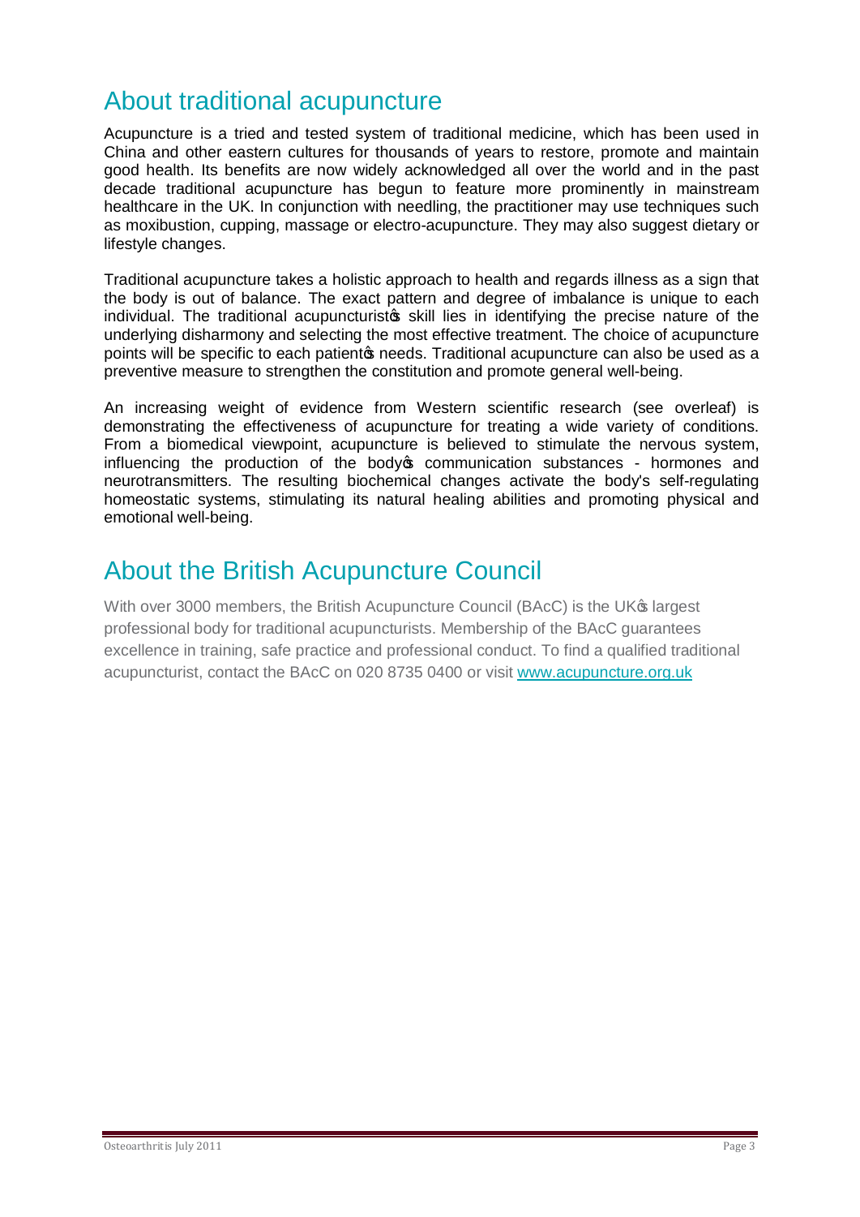## About traditional acupuncture

Acupuncture is a tried and tested system of traditional medicine, which has been used in China and other eastern cultures for thousands of years to restore, promote and maintain good health. Its benefits are now widely acknowledged all over the world and in the past decade traditional acupuncture has begun to feature more prominently in mainstream healthcare in the UK. In conjunction with needling, the practitioner may use techniques such as moxibustion, cupping, massage or electro-acupuncture. They may also suggest dietary or lifestyle changes.

Traditional acupuncture takes a holistic approach to health and regards illness as a sign that the body is out of balance. The exact pattern and degree of imbalance is unique to each individual. The traditional acupuncturist's skill lies in identifying the precise nature of the underlying disharmony and selecting the most effective treatment. The choice of acupuncture points will be specific to each patient's needs. Traditional acupuncture can also be used as a preventive measure to strengthen the constitution and promote general well-being.

An increasing weight of evidence from Western scientific research (see overleaf) is demonstrating the effectiveness of acupuncture for treating a wide variety of conditions. From a biomedical viewpoint, acupuncture is believed to stimulate the nervous system, influencing the production of the body's communication substances - hormones and neurotransmitters. The resulting biochemical changes activate the body's self-regulating homeostatic systems, stimulating its natural healing abilities and promoting physical and emotional well-being.

## About the British Acupuncture Council

With over 3000 members, the British Acupuncture Council (BAcC) is the UK's largest professional body for traditional acupuncturists. Membership of the BAcC guarantees excellence in training, safe practice and professional conduct. To find a qualified traditional acupuncturist, contact the BAcC on 020 8735 0400 or visit [www.acupuncture.org.uk](http://www.acupuncture.org.uk)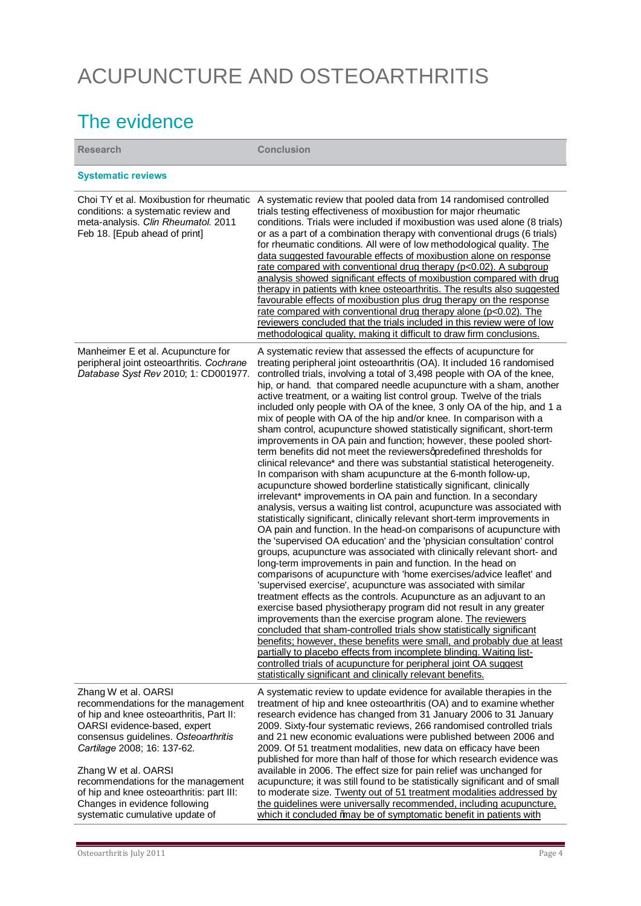# ACUPUNCTURE AND OSTEOARTHRITIS

## The evidence

| Research | Conclusion |
|---|---|
| **Systematic reviews** | |
| Choi TY et al. Moxibustion for rheumatic conditions: a systematic review and meta-analysis. *Clin Rheumatol.* 2011 Feb 18. [Epub ahead of print] | A systematic review that pooled data from 14 randomised controlled trials testing effectiveness of moxibustion for major rheumatic conditions. Trials were included if moxibustion was used alone (8 trials) or as a part of a combination therapy with conventional drugs (6 trials) for rheumatic conditions. All were of low methodological quality. <u>The data suggested favourable effects of moxibustion alone on response rate compared with conventional drug therapy ($p<0.02$). A subgroup analysis showed significant effects of moxibustion compared with drug therapy in patients with knee osteoarthritis. The results also suggested favourable effects of moxibustion plus drug therapy on the response rate compared with conventional drug therapy alone ($p<0.02$). The reviewers concluded that the trials included in this review were of low methodological quality, making it difficult to draw firm conclusions.</u> |
| Manheimer E et al. Acupuncture for peripheral joint osteoarthritis. *Cochrane Database Syst Rev* 2010; 1: CD001977. | A systematic review that assessed the effects of acupuncture for treating peripheral joint osteoarthritis (OA). It included 16 randomised controlled trials, involving a total of 3,498 people with OA of the knee, hip, or hand. that compared needle acupuncture with a sham, another active treatment, or a waiting list control group. Twelve of the trials included only people with OA of the knee, 3 only OA of the hip, and 1 a mix of people with OA of the hip and/or knee. In comparison with a sham control, acupuncture showed statistically significant, short-term improvements in OA pain and function; however, these pooled short-term benefits did not meet the reviewersqpredefined thresholds for clinical relevance* and there was substantial statistical heterogeneity. In comparison with sham acupuncture at the 6-month follow-up, acupuncture showed borderline statistically significant, clinically irrelevant* improvements in OA pain and function. In a secondary analysis, versus a waiting list control, acupuncture was associated with statistically significant, clinically relevant short-term improvements in OA pain and function. In the head-on comparisons of acupuncture with the 'supervised OA education' and the 'physician consultation' control groups, acupuncture was associated with clinically relevant short- and long-term improvements in pain and function. In the head on comparisons of acupuncture with 'home exercises/advice leaflet' and 'supervised exercise', acupuncture was associated with similar treatment effects as the controls. Acupuncture as an adjuvant to an exercise based physiotherapy program did not result in any greater improvements than the exercise program alone. <u>The reviewers concluded that sham-controlled trials show statistically significant benefits; however, these benefits were small, and probably due at least partially to placebo effects from incomplete blinding. Waiting list-controlled trials of acupuncture for peripheral joint OA suggest statistically significant and clinically relevant benefits.</u> |
| Zhang W et al. OARSI recommendations for the management of hip and knee osteoarthritis, Part II: OARSI evidence-based, expert consensus guidelines. *Osteoarthritis Cartilage* 2008; 16: 137-62.<br><br>Zhang W et al. OARSI recommendations for the management of hip and knee osteoarthritis: part III: Changes in evidence following systematic cumulative update of | A systematic review to update evidence for available therapies in the treatment of hip and knee osteoarthritis (OA) and to examine whether research evidence has changed from 31 January 2006 to 31 January 2009. Sixty-four systematic reviews, 266 randomised controlled trials and 21 new economic evaluations were published between 2006 and 2009. Of 51 treatment modalities, new data on efficacy have been published for more than half of those for which research evidence was available in 2006. The effect size for pain relief was unchanged for acupuncture; it was still found to be statistically significant and of small to moderate size. <u>Twenty out of 51 treatment modalities addressed by the guidelines were universally recommended, including acupuncture, which it concluded "may be of symptomatic benefit in patients with</u> |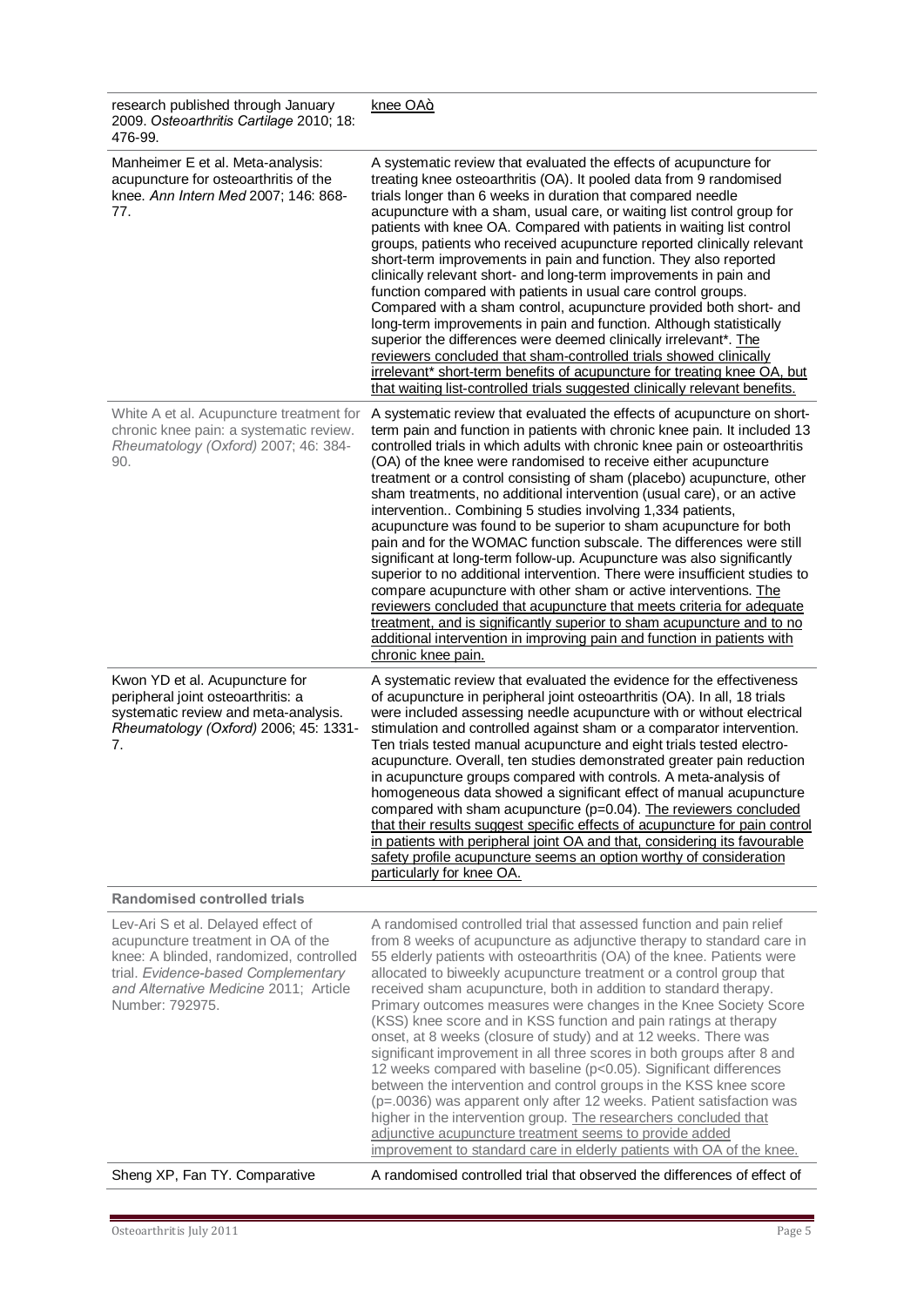| | |
|---|---|
| research published through January 2009. *Osteoarthritis Cartilage* 2010; 18: 476-99. | knee OAò |
| Manheimer E et al. Meta-analysis: acupuncture for osteoarthritis of the knee. *Ann Intern Med* 2007; 146: 868-77. | A systematic review that evaluated the effects of acupuncture for treating knee osteoarthritis (OA). It pooled data from 9 randomised trials longer than 6 weeks in duration that compared needle acupuncture with a sham, usual care, or waiting list control group for patients with knee OA. Compared with patients in waiting list control groups, patients who received acupuncture reported clinically relevant short-term improvements in pain and function. They also reported clinically relevant short- and long-term improvements in pain and function compared with patients in usual care control groups. Compared with a sham control, acupuncture provided both short- and long-term improvements in pain and function. Although statistically superior the differences were deemed clinically irrelevant*. The reviewers concluded that sham-controlled trials showed clinically irrelevant* short-term benefits of acupuncture for treating knee OA, but that waiting list-controlled trials suggested clinically relevant benefits. |
| White A et al. Acupuncture treatment for chronic knee pain: a systematic review. *Rheumatology (Oxford)* 2007; 46: 384-90. | A systematic review that evaluated the effects of acupuncture on short-term pain and function in patients with chronic knee pain. It included 13 controlled trials in which adults with chronic knee pain or osteoarthritis (OA) of the knee were randomised to receive either acupuncture treatment or a control consisting of sham (placebo) acupuncture, other sham treatments, no additional intervention (usual care), or an active intervention.. Combining 5 studies involving 1,334 patients, acupuncture was found to be superior to sham acupuncture for both pain and for the WOMAC function subscale. The differences were still significant at long-term follow-up. Acupuncture was also significantly superior to no additional intervention. There were insufficient studies to compare acupuncture with other sham or active interventions. The reviewers concluded that acupuncture that meets criteria for adequate treatment, and is significantly superior to sham acupuncture and to no additional intervention in improving pain and function in patients with chronic knee pain. |
| Kwon YD et al. Acupuncture for peripheral joint osteoarthritis: a systematic review and meta-analysis. *Rheumatology (Oxford)* 2006; 45: 1331-7. | A systematic review that evaluated the evidence for the effectiveness of acupuncture in peripheral joint osteoarthritis (OA). In all, 18 trials were included assessing needle acupuncture with or without electrical stimulation and controlled against sham or a comparator intervention. Ten trials tested manual acupuncture and eight trials tested electro-acupuncture. Overall, ten studies demonstrated greater pain reduction in acupuncture groups compared with controls. A meta-analysis of homogeneous data showed a significant effect of manual acupuncture compared with sham acupuncture ($p=0.04$). The reviewers concluded that their results suggest specific effects of acupuncture for pain control in patients with peripheral joint OA and that, considering its favourable safety profile acupuncture seems an option worthy of consideration particularly for knee OA. |
| **Randomised controlled trials** | |
| Lev-Ari S et al. Delayed effect of acupuncture treatment in OA of the knee: A blinded, randomized, controlled trial. *Evidence-based Complementary and Alternative Medicine* 2011; Article Number: 792975. | A randomised controlled trial that assessed function and pain relief from 8 weeks of acupuncture as adjunctive therapy to standard care in 55 elderly patients with osteoarthritis (OA) of the knee. Patients were allocated to biweekly acupuncture treatment or a control group that received sham acupuncture, both in addition to standard therapy. Primary outcomes measures were changes in the Knee Society Score (KSS) knee score and in KSS function and pain ratings at therapy onset, at 8 weeks (closure of study) and at 12 weeks. There was significant improvement in all three scores in both groups after 8 and 12 weeks compared with baseline ($p<0.05$). Significant differences between the intervention and control groups in the KSS knee score ($p=.0036$) was apparent only after 12 weeks. Patient satisfaction was higher in the intervention group. The researchers concluded that adjunctive acupuncture treatment seems to provide added improvement to standard care in elderly patients with OA of the knee. |
| Sheng XP, Fan TY. Comparative | A randomised controlled trial that observed the differences of effect of |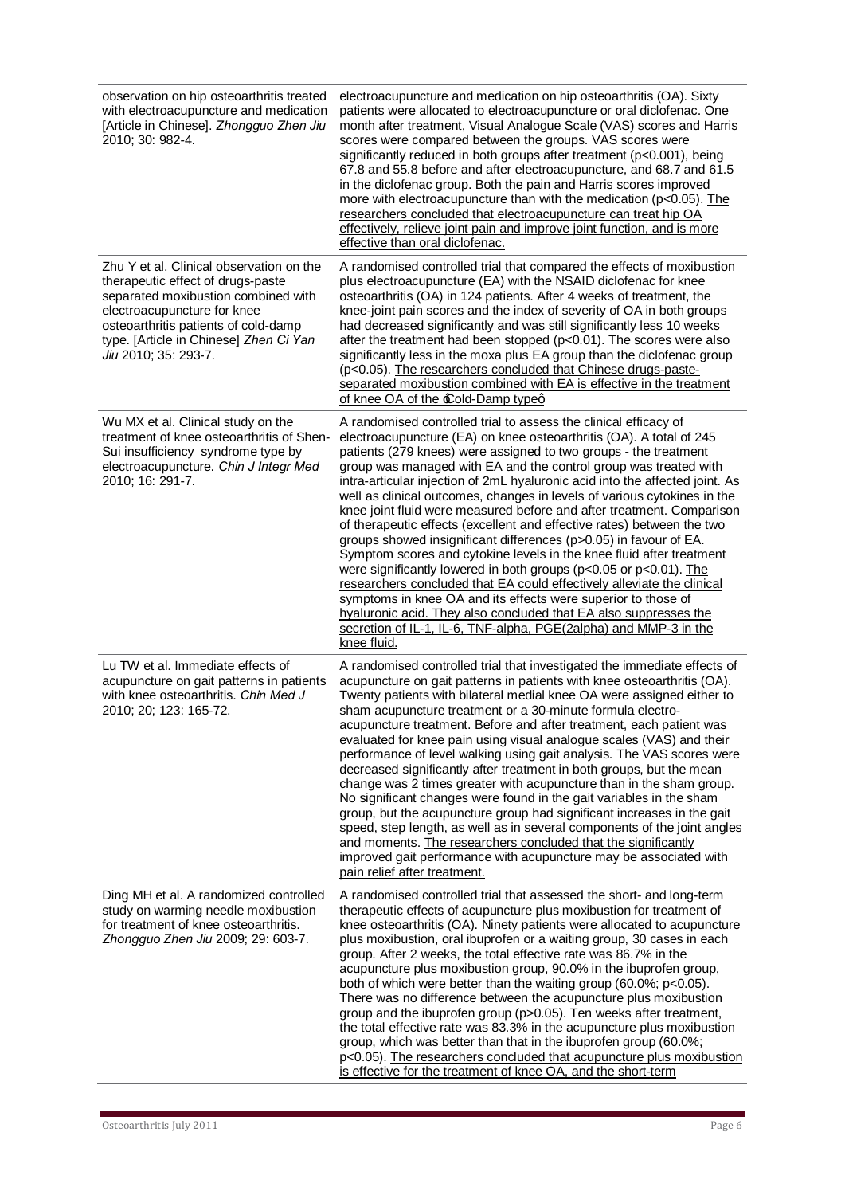| | |
|---|---|
| observation on hip osteoarthritis treated with electroacupuncture and medication [Article in Chinese]. *Zhongguo Zhen Jiu* 2010; 30: 982-4. | electroacupuncture and medication on hip osteoarthritis (OA). Sixty patients were allocated to electroacupuncture or oral diclofenac. One month after treatment, Visual Analogue Scale (VAS) scores and Harris scores were compared between the groups. VAS scores were significantly reduced in both groups after treatment ($p<0.001$), being 67.8 and 55.8 before and after electroacupuncture, and 68.7 and 61.5 in the diclofenac group. Both the pain and Harris scores improved more with electroacupuncture than with the medication ($p<0.05$). The researchers concluded that electroacupuncture can treat hip OA effectively, relieve joint pain and improve joint function, and is more effective than oral diclofenac. |
| Zhu Y et al. Clinical observation on the therapeutic effect of drugs-paste separated moxibustion combined with electroacupuncture for knee osteoarthritis patients of cold-damp type. [Article in Chinese] *Zhen Ci Yan Jiu* 2010; 35: 293-7. | A randomised controlled trial that compared the effects of moxibustion plus electroacupuncture (EA) with the NSAID diclofenac for knee osteoarthritis (OA) in 124 patients. After 4 weeks of treatment, the knee-joint pain scores and the index of severity of OA in both groups had decreased significantly and was still significantly less 10 weeks after the treatment had been stopped ($p<0.01$). The scores were also significantly less in the moxa plus EA group than the diclofenac group ($p<0.05$). The researchers concluded that Chinese drugs-paste-separated moxibustion combined with EA is effective in the treatment of knee OA of the ‘Cold-Damp type’ |
| Wu MX et al. Clinical study on the treatment of knee osteoarthritis of Shen-Sui insufficiency syndrome type by electroacupuncture. *Chin J Integr Med* 2010; 16: 291-7. | A randomised controlled trial to assess the clinical efficacy of electroacupuncture (EA) on knee osteoarthritis (OA). A total of 245 patients (279 knees) were assigned to two groups - the treatment group was managed with EA and the control group was treated with intra-articular injection of 2mL hyaluronic acid into the affected joint. As well as clinical outcomes, changes in levels of various cytokines in the knee joint fluid were measured before and after treatment. Comparison of therapeutic effects (excellent and effective rates) between the two groups showed insignificant differences ($p>0.05$) in favour of EA. Symptom scores and cytokine levels in the knee fluid after treatment were significantly lowered in both groups ($p<0.05$ or $p<0.01$). The researchers concluded that EA could effectively alleviate the clinical symptoms in knee OA and its effects were superior to those of hyaluronic acid. They also concluded that EA also suppresses the secretion of IL-1, IL-6, TNF-alpha, PGE(2alpha) and MMP-3 in the knee fluid. |
| Lu TW et al. Immediate effects of acupuncture on gait patterns in patients with knee osteoarthritis. *Chin Med J* 2010; 20; 123: 165-72. | A randomised controlled trial that investigated the immediate effects of acupuncture on gait patterns in patients with knee osteoarthritis (OA). Twenty patients with bilateral medial knee OA were assigned either to sham acupuncture treatment or a 30-minute formula electro-acupuncture treatment. Before and after treatment, each patient was evaluated for knee pain using visual analogue scales (VAS) and their performance of level walking using gait analysis. The VAS scores were decreased significantly after treatment in both groups, but the mean change was 2 times greater with acupuncture than in the sham group. No significant changes were found in the gait variables in the sham group, but the acupuncture group had significant increases in the gait speed, step length, as well as in several components of the joint angles and moments. The researchers concluded that the significantly improved gait performance with acupuncture may be associated with pain relief after treatment. |
| Ding MH et al. A randomized controlled study on warming needle moxibustion for treatment of knee osteoarthritis. *Zhongguo Zhen Jiu* 2009; 29: 603-7. | A randomised controlled trial that assessed the short- and long-term therapeutic effects of acupuncture plus moxibustion for treatment of knee osteoarthritis (OA). Ninety patients were allocated to acupuncture plus moxibustion, oral ibuprofen or a waiting group, 30 cases in each group. After 2 weeks, the total effective rate was 86.7% in the acupuncture plus moxibustion group, 90.0% in the ibuprofen group, both of which were better than the waiting group (60.0%; $p<0.05$). There was no difference between the acupuncture plus moxibustion group and the ibuprofen group ($p>0.05$). Ten weeks after treatment, the total effective rate was 83.3% in the acupuncture plus moxibustion group, which was better than that in the ibuprofen group (60.0%; $p<0.05$). The researchers concluded that acupuncture plus moxibustion is effective for the treatment of knee OA, and the short-term |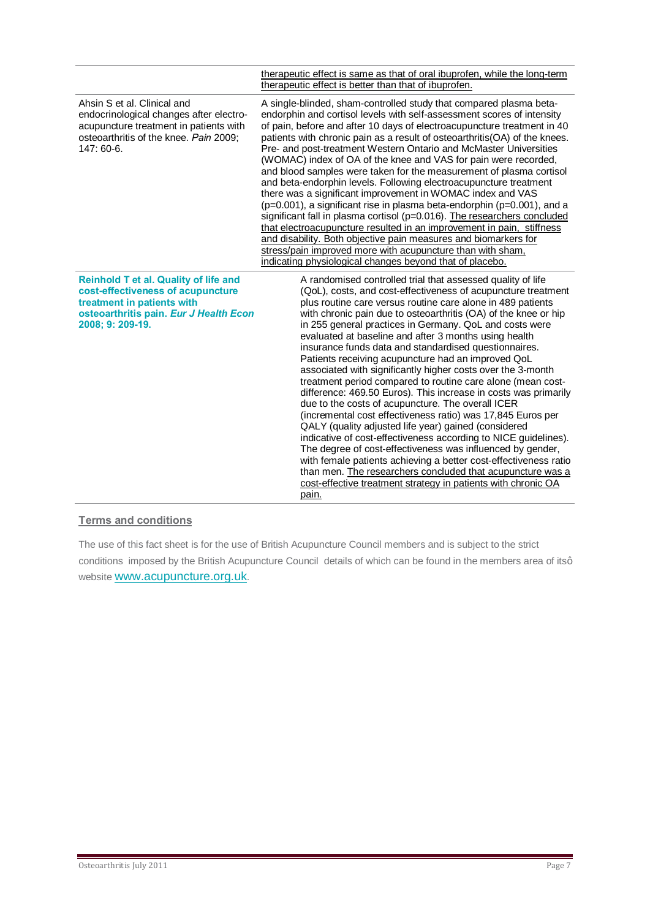| | |
|---|---|
| | therapeutic effect is same as that of oral ibuprofen, while the long-term therapeutic effect is better than that of ibuprofen. |
| Ahsin S et al. Clinical and endocrinological changes after electro-acupuncture treatment in patients with osteoarthritis of the knee. *Pain* 2009; 147: 60-6. | A single-blinded, sham-controlled study that compared plasma beta-endorphin and cortisol levels with self-assessment scores of intensity of pain, before and after 10 days of electroacupuncture treatment in 40 patients with chronic pain as a result of osteoarthritis(OA) of the knees. Pre- and post-treatment Western Ontario and McMaster Universities (WOMAC) index of OA of the knee and VAS for pain were recorded, and blood samples were taken for the measurement of plasma cortisol and beta-endorphin levels. Following electroacupuncture treatment there was a significant improvement in WOMAC index and VAS ($p=0.001$), a significant rise in plasma beta-endorphin ($p=0.001$), and a significant fall in plasma cortisol ($p=0.016$). The researchers concluded that electroacupuncture resulted in an improvement in pain, stiffness and disability. Both objective pain measures and biomarkers for stress/pain improved more with acupuncture than with sham, indicating physiological changes beyond that of placebo. |
| **Reinhold T et al. Quality of life and cost-effectiveness of acupuncture treatment in patients with osteoarthritis pain. *Eur J Health Econ* 2008; 9: 209-19.** | A randomised controlled trial that assessed quality of life (QoL), costs, and cost-effectiveness of acupuncture treatment plus routine care versus routine care alone in 489 patients with chronic pain due to osteoarthritis (OA) of the knee or hip in 255 general practices in Germany. QoL and costs were evaluated at baseline and after 3 months using health insurance funds data and standardised questionnaires. Patients receiving acupuncture had an improved QoL associated with significantly higher costs over the 3-month treatment period compared to routine care alone (mean cost-difference: 469.50 Euros). This increase in costs was primarily due to the costs of acupuncture. The overall ICER (incremental cost effectiveness ratio) was 17,845 Euros per QALY (quality adjusted life year) gained (considered indicative of cost-effectiveness according to NICE guidelines). The degree of cost-effectiveness was influenced by gender, with female patients achieving a better cost-effectiveness ratio than men. The researchers concluded that acupuncture was a cost-effective treatment strategy in patients with chronic OA pain. |

## Terms and conditions

The use of this fact sheet is for the use of British Acupuncture Council members and is subject to the strict conditions imposed by the British Acupuncture Council details of which can be found in the members area of itsô website www.acupuncture.org.uk.